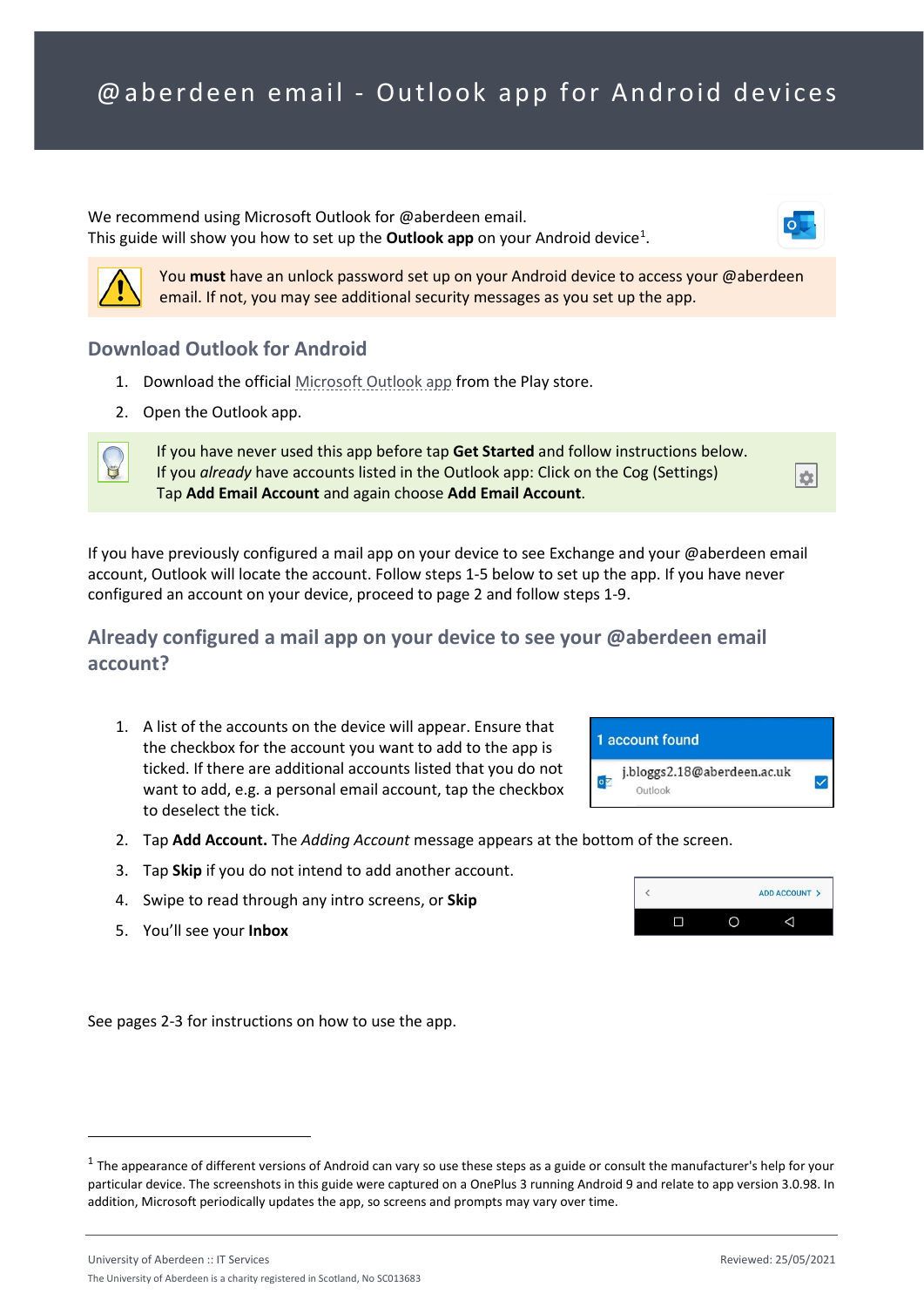# @aberdeen email - Outlook app for Android devices

We recommend using Microsoft Outlook for @aberdeen email.
This guide will show you how to set up the **Outlook app** on your Android device[1].

You **must** have an unlock password set up on your Android device to access your @aberdeen email. If not, you may see additional security messages as you set up the app.

## Download Outlook for Android

1. Download the official Microsoft Outlook app from the Play store.
2. Open the Outlook app.

If you have never used this app before tap **Get Started** and follow instructions below.
If you *already* have accounts listed in the Outlook app: Click on the Cog (Settings)
Tap **Add Email Account** and again choose **Add Email Account**.

If you have previously configured a mail app on your device to see Exchange and your @aberdeen email account, Outlook will locate the account. Follow steps 1-5 below to set up the app. If you have never configured an account on your device, proceed to page 2 and follow steps 1-9.

## Already configured a mail app on your device to see your @aberdeen email account?

1. A list of the accounts on the device will appear. Ensure that the checkbox for the account you want to add to the app is ticked. If there are additional accounts listed that you do not want to add, e.g. a personal email account, tap the checkbox to deselect the tick.
2. Tap **Add Account.** The *Adding Account* message appears at the bottom of the screen.
3. Tap **Skip** if you do not intend to add another account.
4. Swipe to read through any intro screens, or **Skip**
5. You'll see your **Inbox**

See pages 2-3 for instructions on how to use the app.

[1] The appearance of different versions of Android can vary so use these steps as a guide or consult the manufacturer's help for your particular device. The screenshots in this guide were captured on a OnePlus 3 running Android 9 and relate to app version 3.0.98. In addition, Microsoft periodically updates the app, so screens and prompts may vary over time.

University of Aberdeen :: IT Services Reviewed: 25/05/2021
The University of Aberdeen is a charity registered in Scotland, No SC013683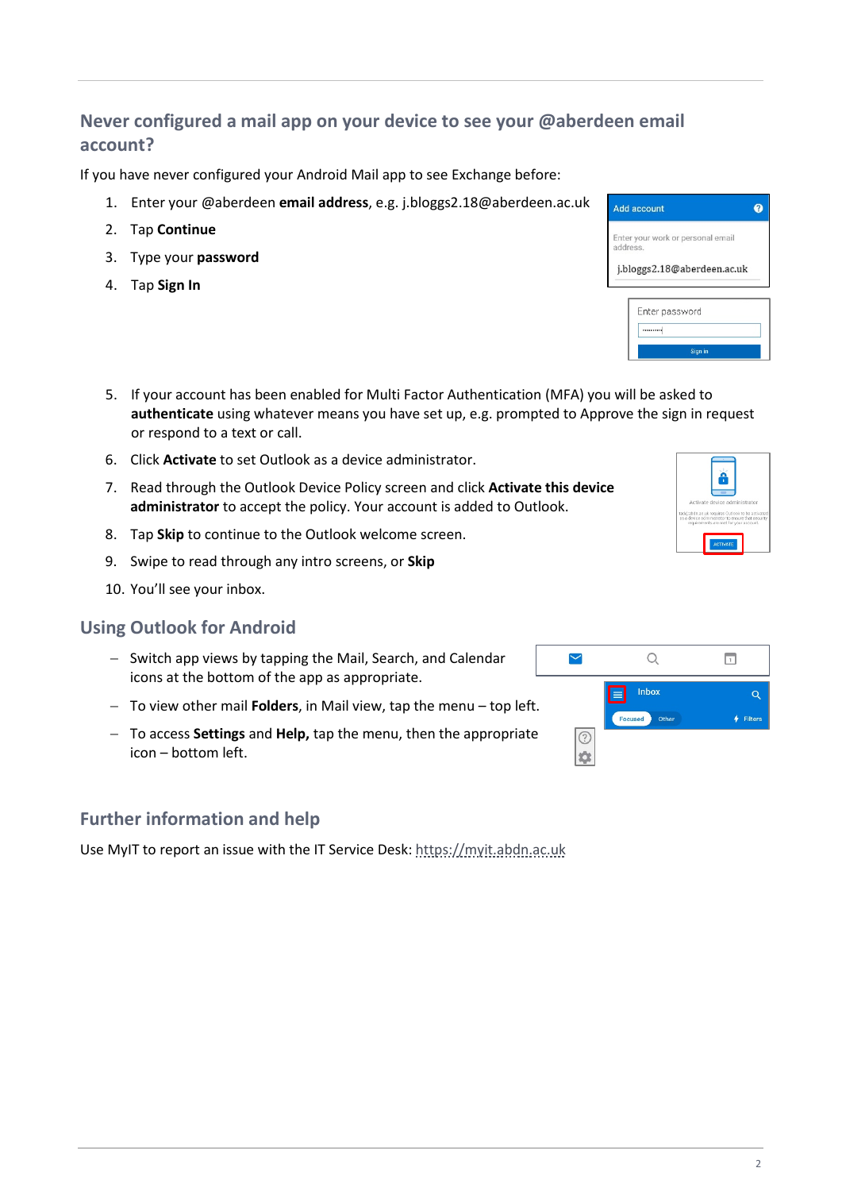## Never configured a mail app on your device to see your @aberdeen email account?

If you have never configured your Android Mail app to see Exchange before:

1. Enter your @aberdeen **email address**, e.g. j.bloggs2.18@aberdeen.ac.uk
2. Tap **Continue**
3. Type your **password**
4. Tap **Sign In**
5. If your account has been enabled for Multi Factor Authentication (MFA) you will be asked to **authenticate** using whatever means you have set up, e.g. prompted to Approve the sign in request or respond to a text or call.
6. Click **Activate** to set Outlook as a device administrator.
7. Read through the Outlook Device Policy screen and click **Activate this device administrator** to accept the policy. Your account is added to Outlook.
8. Tap **Skip** to continue to the Outlook welcome screen.
9. Swipe to read through any intro screens, or **Skip**
10. You'll see your inbox.

## Using Outlook for Android

- Switch app views by tapping the Mail, Search, and Calendar icons at the bottom of the app as appropriate.
- To view other mail **Folders**, in Mail view, tap the menu – top left.
- To access **Settings** and **Help,** tap the menu, then the appropriate icon – bottom left.

## Further information and help

Use MyIT to report an issue with the IT Service Desk: https://myit.abdn.ac.uk